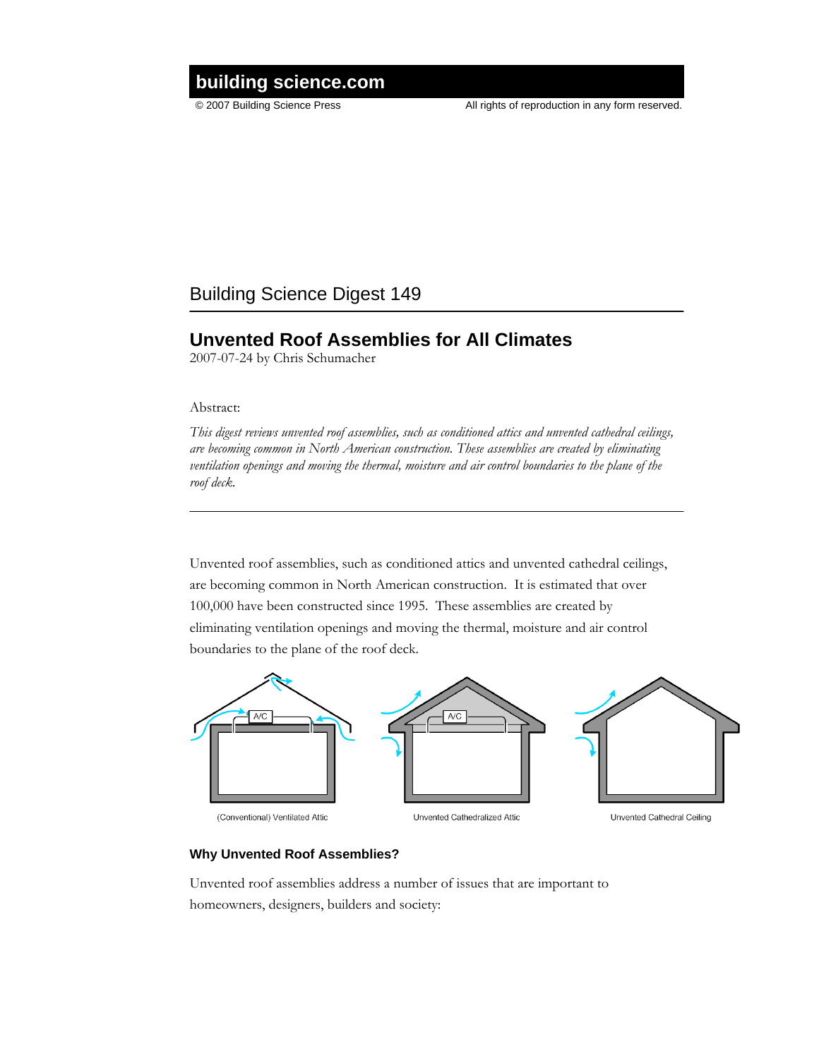# building science.com

© 2007 Building Science Press — All rights of reproduction in any form reserved.

## Building Science Digest 149

# Unvented Roof Assemblies for All Climates

2007-07-24 by Chris Schumacher

Abstract:

*This digest reviews unvented roof assemblies, such as conditioned attics and unvented cathedral ceilings, are becoming common in North American construction. These assemblies are created by eliminating ventilation openings and moving the thermal, moisture and air control boundaries to the plane of the roof deck.*

---

Unvented roof assemblies, such as conditioned attics and unvented cathedral ceilings, are becoming common in North American construction. It is estimated that over 100,000 have been constructed since 1995. These assemblies are created by eliminating ventilation openings and moving the thermal, moisture and air control boundaries to the plane of the roof deck.

A/C — A/C

(Conventional) Ventilated Attic — Unvented Cathedralized Attic — Unvented Cathedral Ceiling

### Why Unvented Roof Assemblies?

Unvented roof assemblies address a number of issues that are important to homeowners, designers, builders and society: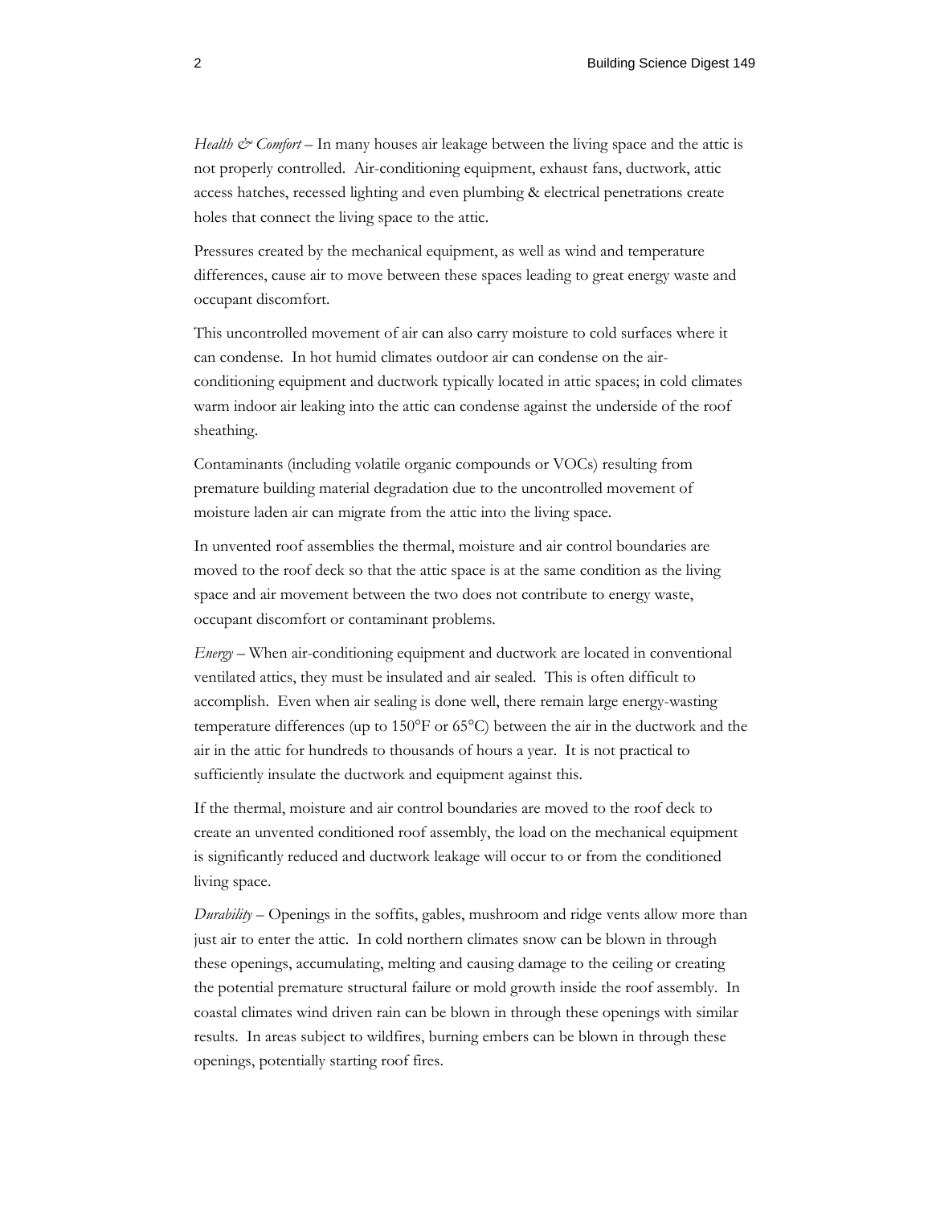*Health & Comfort* – In many houses air leakage between the living space and the attic is not properly controlled. Air-conditioning equipment, exhaust fans, ductwork, attic access hatches, recessed lighting and even plumbing & electrical penetrations create holes that connect the living space to the attic.

Pressures created by the mechanical equipment, as well as wind and temperature differences, cause air to move between these spaces leading to great energy waste and occupant discomfort.

This uncontrolled movement of air can also carry moisture to cold surfaces where it can condense. In hot humid climates outdoor air can condense on the air-conditioning equipment and ductwork typically located in attic spaces; in cold climates warm indoor air leaking into the attic can condense against the underside of the roof sheathing.

Contaminants (including volatile organic compounds or VOCs) resulting from premature building material degradation due to the uncontrolled movement of moisture laden air can migrate from the attic into the living space.

In unvented roof assemblies the thermal, moisture and air control boundaries are moved to the roof deck so that the attic space is at the same condition as the living space and air movement between the two does not contribute to energy waste, occupant discomfort or contaminant problems.

*Energy* – When air-conditioning equipment and ductwork are located in conventional ventilated attics, they must be insulated and air sealed. This is often difficult to accomplish. Even when air sealing is done well, there remain large energy-wasting temperature differences (up to 150°F or 65°C) between the air in the ductwork and the air in the attic for hundreds to thousands of hours a year. It is not practical to sufficiently insulate the ductwork and equipment against this.

If the thermal, moisture and air control boundaries are moved to the roof deck to create an unvented conditioned roof assembly, the load on the mechanical equipment is significantly reduced and ductwork leakage will occur to or from the conditioned living space.

*Durability* – Openings in the soffits, gables, mushroom and ridge vents allow more than just air to enter the attic. In cold northern climates snow can be blown in through these openings, accumulating, melting and causing damage to the ceiling or creating the potential premature structural failure or mold growth inside the roof assembly. In coastal climates wind driven rain can be blown in through these openings with similar results. In areas subject to wildfires, burning embers can be blown in through these openings, potentially starting roof fires.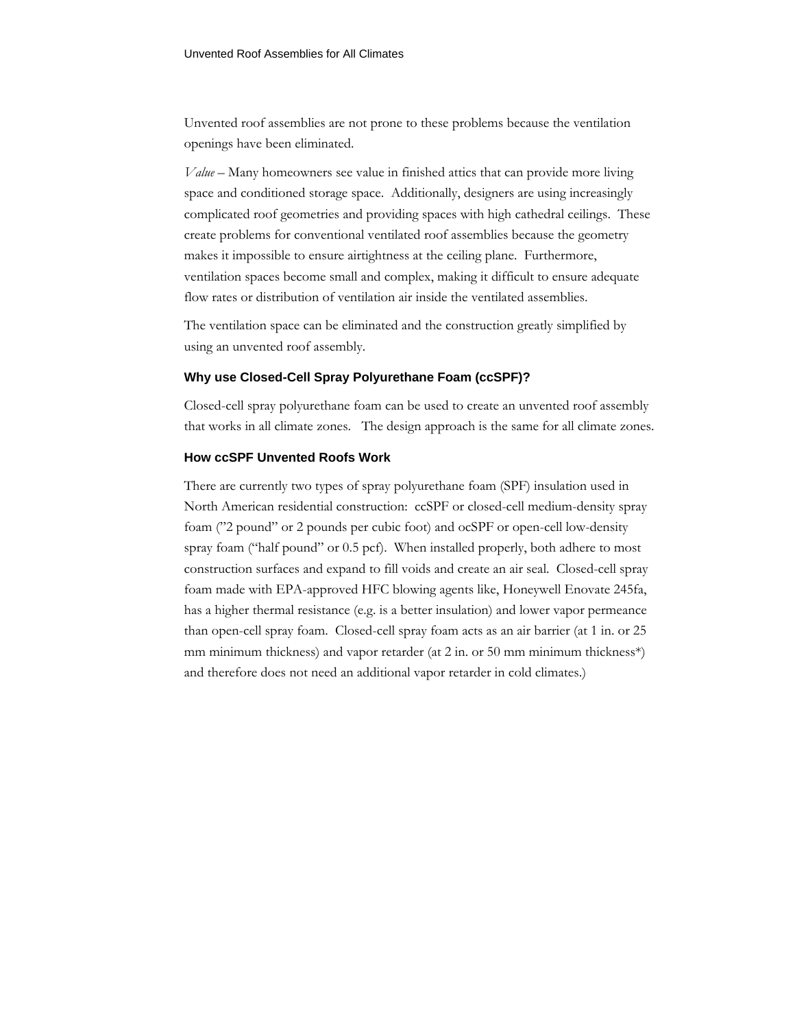Unvented roof assemblies are not prone to these problems because the ventilation openings have been eliminated.

*Value* – Many homeowners see value in finished attics that can provide more living space and conditioned storage space. Additionally, designers are using increasingly complicated roof geometries and providing spaces with high cathedral ceilings. These create problems for conventional ventilated roof assemblies because the geometry makes it impossible to ensure airtightness at the ceiling plane. Furthermore, ventilation spaces become small and complex, making it difficult to ensure adequate flow rates or distribution of ventilation air inside the ventilated assemblies.

The ventilation space can be eliminated and the construction greatly simplified by using an unvented roof assembly.

### Why use Closed-Cell Spray Polyurethane Foam (ccSPF)?

Closed-cell spray polyurethane foam can be used to create an unvented roof assembly that works in all climate zones. The design approach is the same for all climate zones.

### How ccSPF Unvented Roofs Work

There are currently two types of spray polyurethane foam (SPF) insulation used in North American residential construction: ccSPF or closed-cell medium-density spray foam ("2 pound" or 2 pounds per cubic foot) and ocSPF or open-cell low-density spray foam ("half pound" or 0.5 pcf). When installed properly, both adhere to most construction surfaces and expand to fill voids and create an air seal. Closed-cell spray foam made with EPA-approved HFC blowing agents like, Honeywell Enovate 245fa, has a higher thermal resistance (e.g. is a better insulation) and lower vapor permeance than open-cell spray foam. Closed-cell spray foam acts as an air barrier (at 1 in. or 25 mm minimum thickness) and vapor retarder (at 2 in. or 50 mm minimum thickness*) and therefore does not need an additional vapor retarder in cold climates.)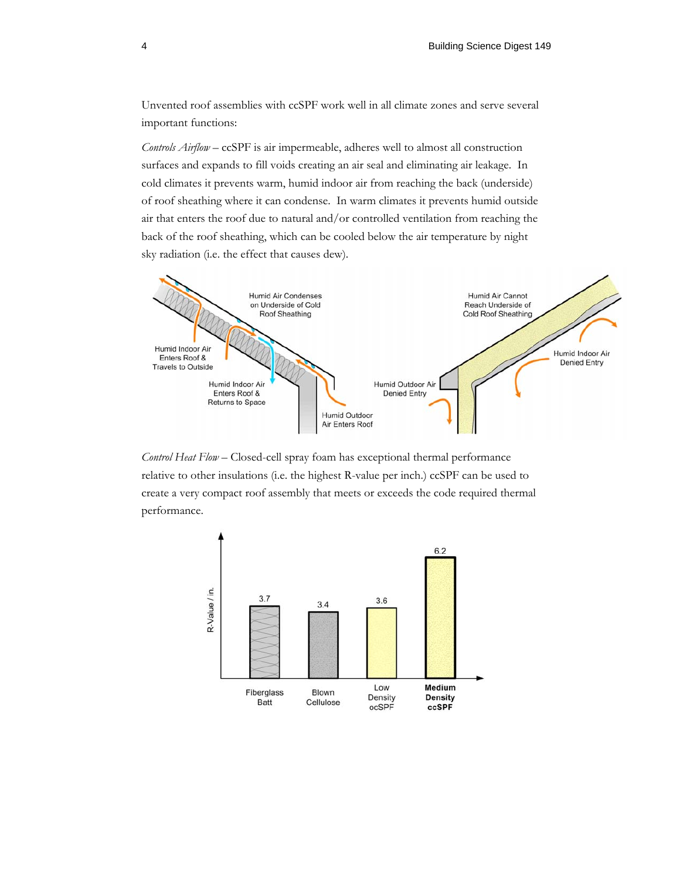Unvented roof assemblies with ccSPF work well in all climate zones and serve several important functions:

*Controls Airflow* – ccSPF is air impermeable, adheres well to almost all construction surfaces and expands to fill voids creating an air seal and eliminating air leakage. In cold climates it prevents warm, humid indoor air from reaching the back (underside) of roof sheathing where it can condense. In warm climates it prevents humid outside air that enters the roof due to natural and/or controlled ventilation from reaching the back of the roof sheathing, which can be cooled below the air temperature by night sky radiation (i.e. the effect that causes dew).

*Control Heat Flow* – Closed-cell spray foam has exceptional thermal performance relative to other insulations (i.e. the highest R-value per inch.) ccSPF can be used to create a very compact roof assembly that meets or exceeds the code required thermal performance.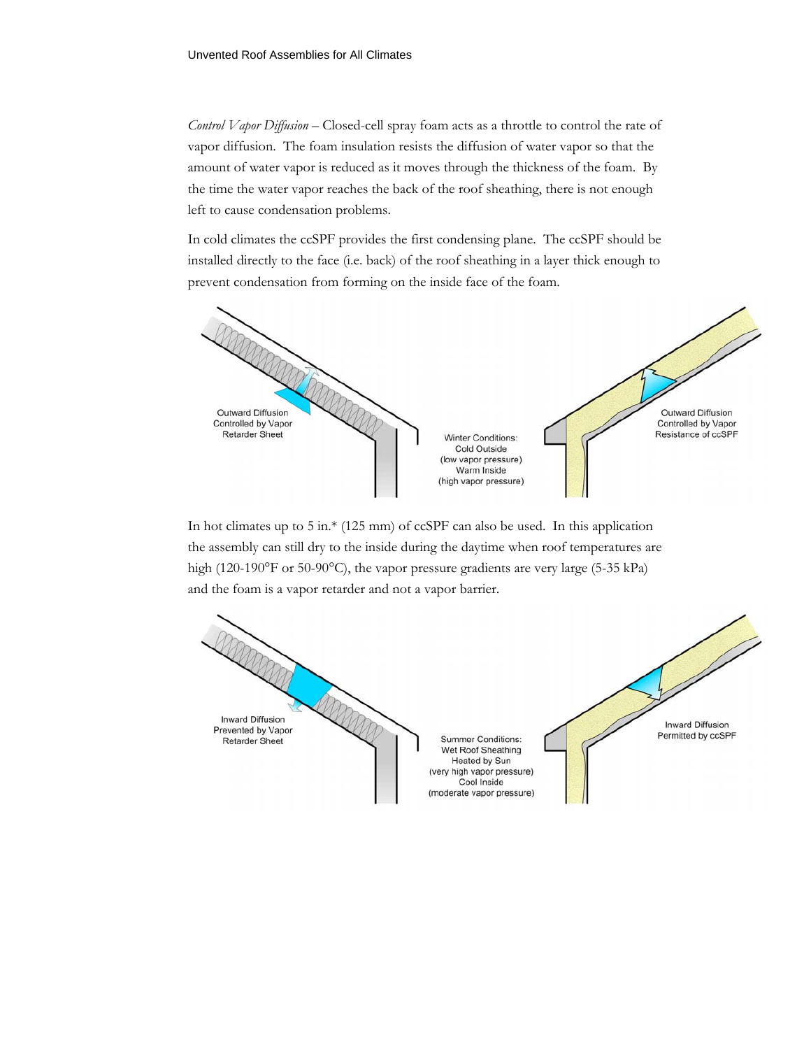*Control Vapor Diffusion* – Closed-cell spray foam acts as a throttle to control the rate of vapor diffusion. The foam insulation resists the diffusion of water vapor so that the amount of water vapor is reduced as it moves through the thickness of the foam. By the time the water vapor reaches the back of the roof sheathing, there is not enough left to cause condensation problems.

In cold climates the ccSPF provides the first condensing plane. The ccSPF should be installed directly to the face (i.e. back) of the roof sheathing in a layer thick enough to prevent condensation from forming on the inside face of the foam.

Outward Diffusion Controlled by Vapor Retarder Sheet

Winter Conditions: Cold Outside (low vapor pressure) Warm Inside (high vapor pressure)

Outward Diffusion Controlled by Vapor Resistance of ccSPF

In hot climates up to 5 in.* (125 mm) of ccSPF can also be used. In this application the assembly can still dry to the inside during the daytime when roof temperatures are high (120-190°F or 50-90°C), the vapor pressure gradients are very large (5-35 kPa) and the foam is a vapor retarder and not a vapor barrier.

Inward Diffusion Prevented by Vapor Retarder Sheet

Summer Conditions: Wet Roof Sheathing Heated by Sun (very high vapor pressure) Cool Inside (moderate vapor pressure)

Inward Diffusion Permitted by ccSPF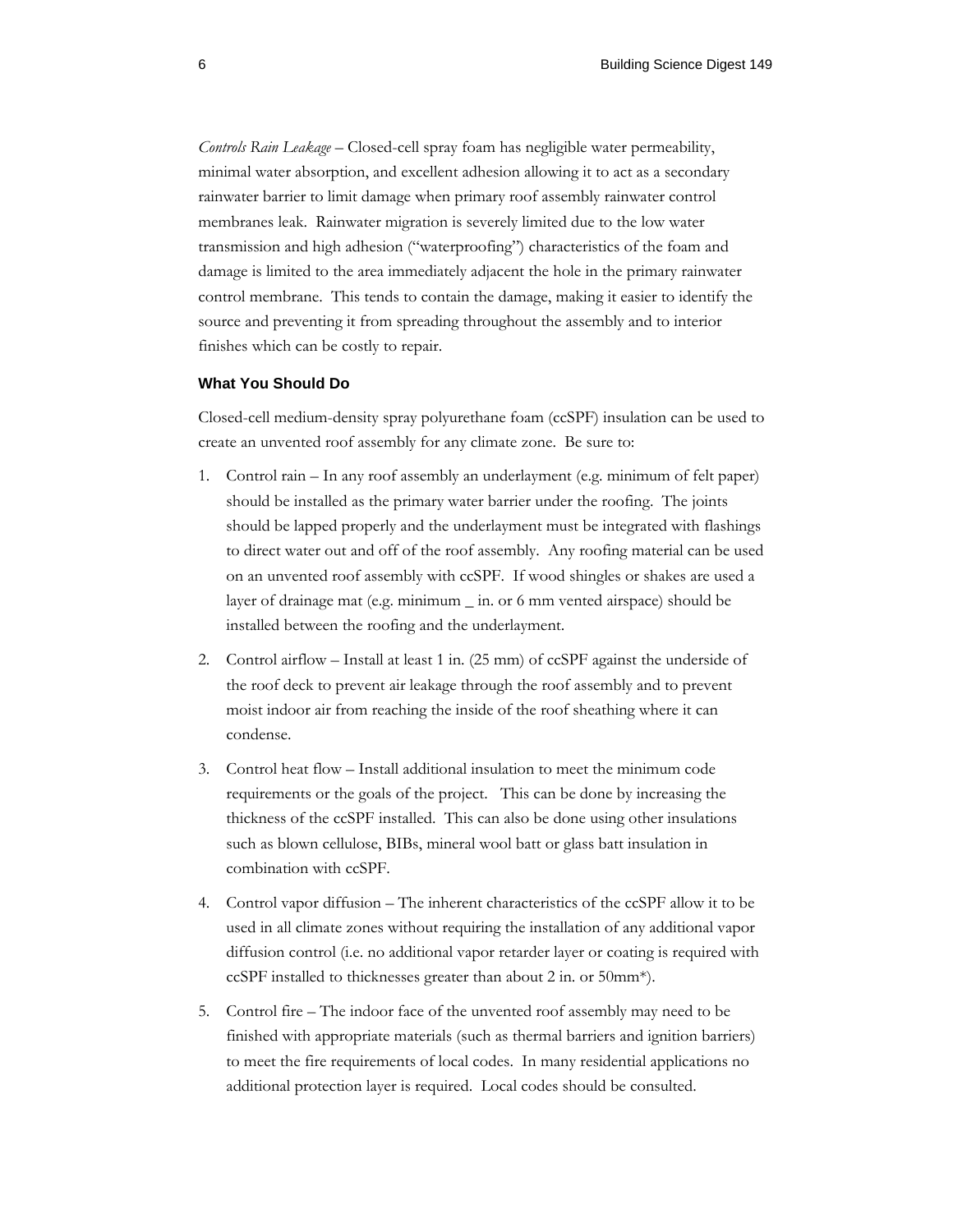*Controls Rain Leakage* – Closed-cell spray foam has negligible water permeability, minimal water absorption, and excellent adhesion allowing it to act as a secondary rainwater barrier to limit damage when primary roof assembly rainwater control membranes leak. Rainwater migration is severely limited due to the low water transmission and high adhesion ("waterproofing") characteristics of the foam and damage is limited to the area immediately adjacent the hole in the primary rainwater control membrane. This tends to contain the damage, making it easier to identify the source and preventing it from spreading throughout the assembly and to interior finishes which can be costly to repair.

### What You Should Do

Closed-cell medium-density spray polyurethane foam (ccSPF) insulation can be used to create an unvented roof assembly for any climate zone. Be sure to:

1. Control rain – In any roof assembly an underlayment (e.g. minimum of felt paper) should be installed as the primary water barrier under the roofing. The joints should be lapped properly and the underlayment must be integrated with flashings to direct water out and off of the roof assembly. Any roofing material can be used on an unvented roof assembly with ccSPF. If wood shingles or shakes are used a layer of drainage mat (e.g. minimum _ in. or 6 mm vented airspace) should be installed between the roofing and the underlayment.

2. Control airflow – Install at least 1 in. (25 mm) of ccSPF against the underside of the roof deck to prevent air leakage through the roof assembly and to prevent moist indoor air from reaching the inside of the roof sheathing where it can condense.

3. Control heat flow – Install additional insulation to meet the minimum code requirements or the goals of the project. This can be done by increasing the thickness of the ccSPF installed. This can also be done using other insulations such as blown cellulose, BIBs, mineral wool batt or glass batt insulation in combination with ccSPF.

4. Control vapor diffusion – The inherent characteristics of the ccSPF allow it to be used in all climate zones without requiring the installation of any additional vapor diffusion control (i.e. no additional vapor retarder layer or coating is required with ccSPF installed to thicknesses greater than about 2 in. or 50mm*).

5. Control fire – The indoor face of the unvented roof assembly may need to be finished with appropriate materials (such as thermal barriers and ignition barriers) to meet the fire requirements of local codes. In many residential applications no additional protection layer is required. Local codes should be consulted.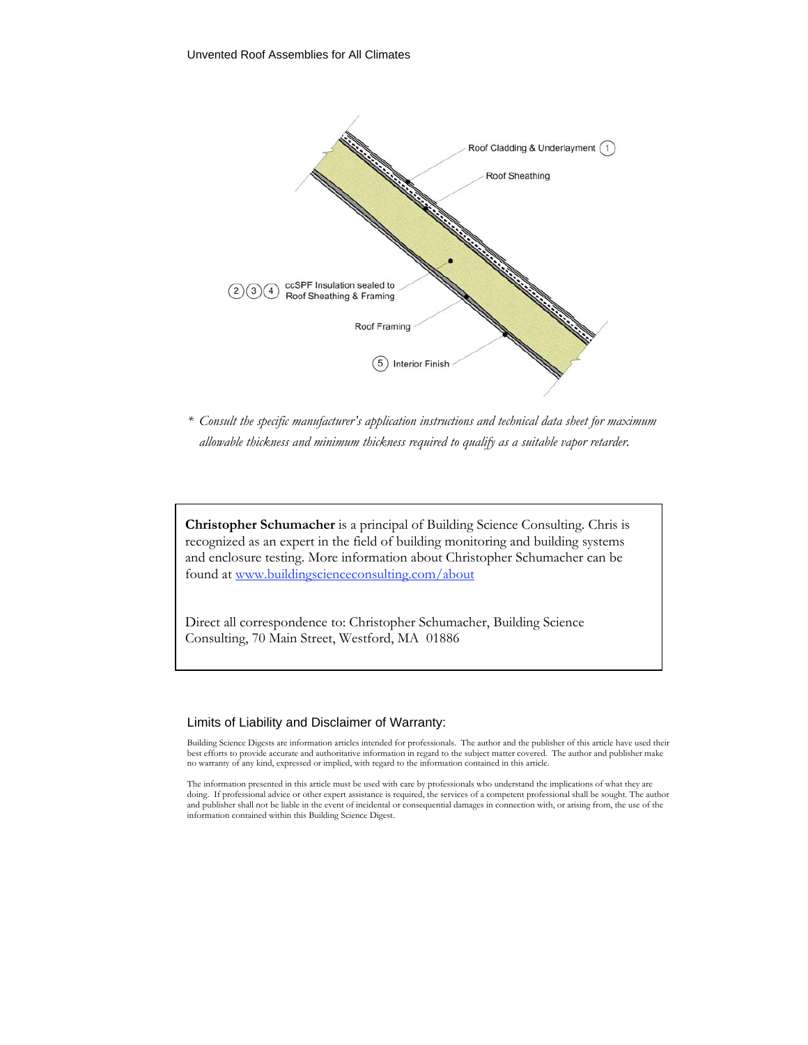Roof Cladding & Underlayment (1)

Roof Sheathing

(2)(3)(4) ccSPF Insulation sealed to Roof Sheathing & Framing

Roof Framing

(5) Interior Finish

*\* Consult the specific manufacturer's application instructions and technical data sheet for maximum allowable thickness and minimum thickness required to qualify as a suitable vapor retarder.*

**Christopher Schumacher** is a principal of Building Science Consulting. Chris is recognized as an expert in the field of building monitoring and building systems and enclosure testing. More information about Christopher Schumacher can be found at [www.buildingscienceconsulting.com/about](http://www.buildingscienceconsulting.com/about)

Direct all correspondence to: Christopher Schumacher, Building Science Consulting, 70 Main Street, Westford, MA 01886

## Limits of Liability and Disclaimer of Warranty:

Building Science Digests are information articles intended for professionals. The author and the publisher of this article have used their best efforts to provide accurate and authoritative information in regard to the subject matter covered. The author and publisher make no warranty of any kind, expressed or implied, with regard to the information contained in this article.

The information presented in this article must be used with care by professionals who understand the implications of what they are doing. If professional advice or other expert assistance is required, the services of a competent professional shall be sought. The author and publisher shall not be liable in the event of incidental or consequential damages in connection with, or arising from, the use of the information contained within this Building Science Digest.